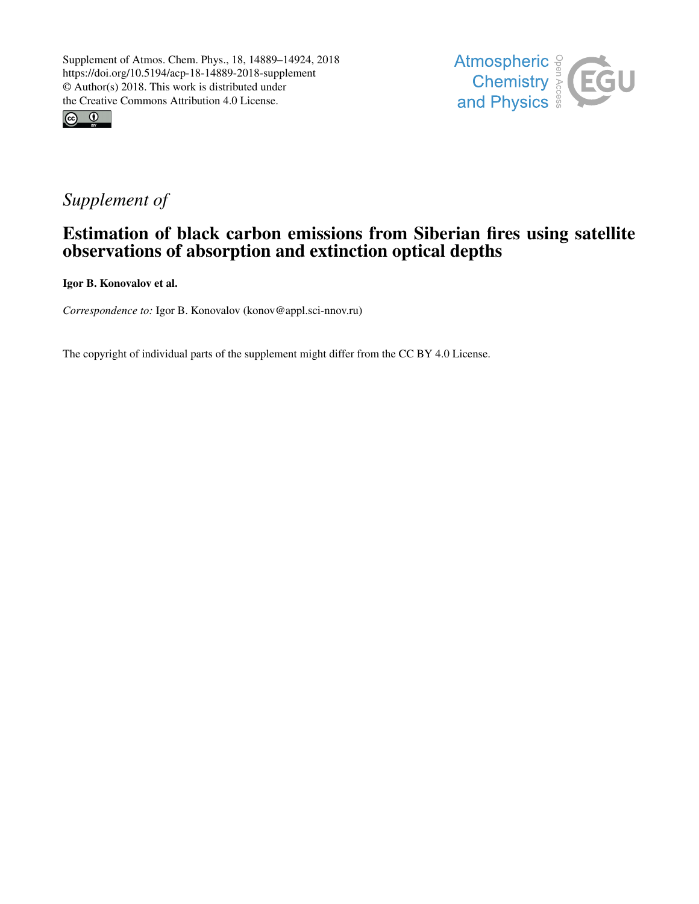Supplement of Atmos. Chem. Phys., 18, 14889–14924, 2018
https://doi.org/10.5194/acp-18-14889-2018-supplement
© Author(s) 2018. This work is distributed under
the Creative Commons Attribution 4.0 License.

*Supplement of*

# Estimation of black carbon emissions from Siberian fires using satellite observations of absorption and extinction optical depths

**Igor B. Konovalov et al.**

*Correspondence to:* Igor B. Konovalov (konov@appl.sci-nnov.ru)

The copyright of individual parts of the supplement might differ from the CC BY 4.0 License.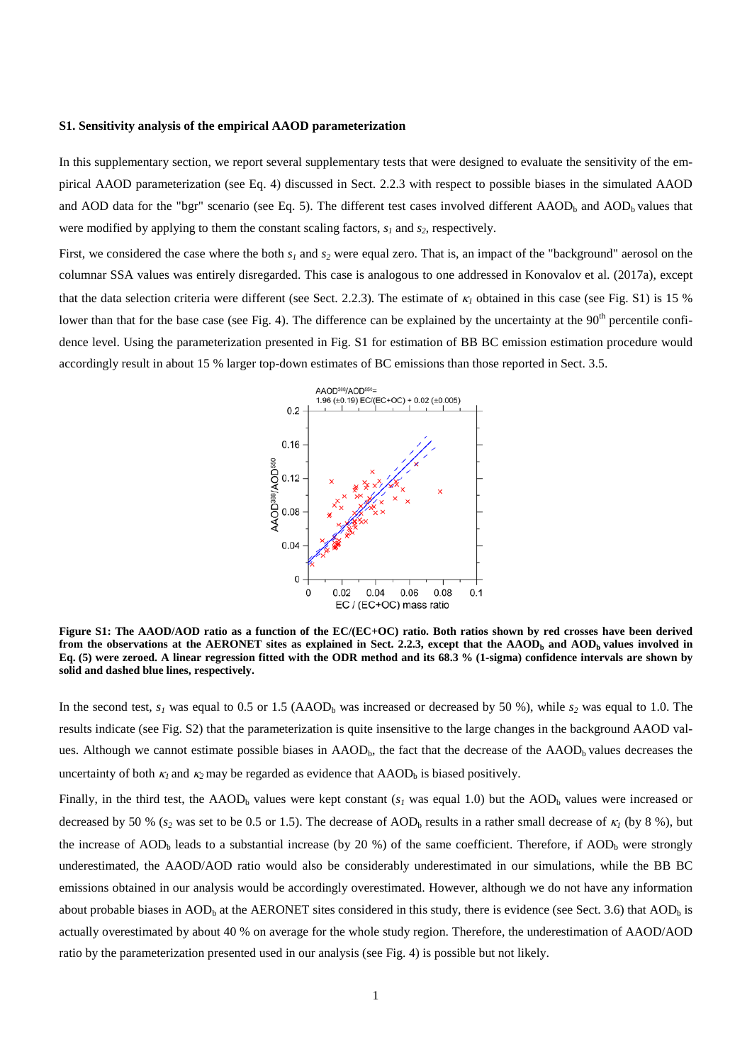### S1. Sensitivity analysis of the empirical AAOD parameterization

In this supplementary section, we report several supplementary tests that were designed to evaluate the sensitivity of the empirical AAOD parameterization (see Eq. 4) discussed in Sect. 2.2.3 with respect to possible biases in the simulated AAOD and AOD data for the "bgr" scenario (see Eq. 5). The different test cases involved different $AAOD_b$ and $AOD_b$ values that were modified by applying to them the constant scaling factors, $s_1$ and $s_2$, respectively.

First, we considered the case where the both $s_1$ and $s_2$ were equal zero. That is, an impact of the "background" aerosol on the columnar SSA values was entirely disregarded. This case is analogous to one addressed in Konovalov et al. (2017a), except that the data selection criteria were different (see Sect. 2.2.3). The estimate of $\kappa_1$ obtained in this case (see Fig. S1) is 15 % lower than that for the base case (see Fig. 4). The difference can be explained by the uncertainty at the 90[th] percentile confidence level. Using the parameterization presented in Fig. S1 for estimation of BB BC emission estimation procedure would accordingly result in about 15 % larger top-down estimates of BC emissions than those reported in Sect. 3.5.

**Figure S1: The AAOD/AOD ratio as a function of the EC/(EC+OC) ratio. Both ratios shown by red crosses have been derived from the observations at the AERONET sites as explained in Sect. 2.2.3, except that the $AAOD_b$ and $AOD_b$ values involved in Eq. (5) were zeroed. A linear regression fitted with the ODR method and its 68.3 % (1-sigma) confidence intervals are shown by solid and dashed blue lines, respectively.**

In the second test, $s_1$ was equal to 0.5 or 1.5 ($AAOD_b$ was increased or decreased by 50 %), while $s_2$ was equal to 1.0. The results indicate (see Fig. S2) that the parameterization is quite insensitive to the large changes in the background AAOD values. Although we cannot estimate possible biases in $AAOD_b$, the fact that the decrease of the $AAOD_b$ values decreases the uncertainty of both $\kappa_1$ and $\kappa_2$ may be regarded as evidence that $AAOD_b$ is biased positively.

Finally, in the third test, the $AAOD_b$ values were kept constant ($s_1$ was equal 1.0) but the $AOD_b$ values were increased or decreased by 50 % ($s_2$ was set to be 0.5 or 1.5). The decrease of $AOD_b$ results in a rather small decrease of $\kappa_1$ (by 8 %), but the increase of $AOD_b$ leads to a substantial increase (by 20 %) of the same coefficient. Therefore, if $AOD_b$ were strongly underestimated, the AAOD/AOD ratio would also be considerably underestimated in our simulations, while the BB BC emissions obtained in our analysis would be accordingly overestimated. However, although we do not have any information about probable biases in $AOD_b$ at the AERONET sites considered in this study, there is evidence (see Sect. 3.6) that $AOD_b$ is actually overestimated by about 40 % on average for the whole study region. Therefore, the underestimation of AAOD/AOD ratio by the parameterization presented used in our analysis (see Fig. 4) is possible but not likely.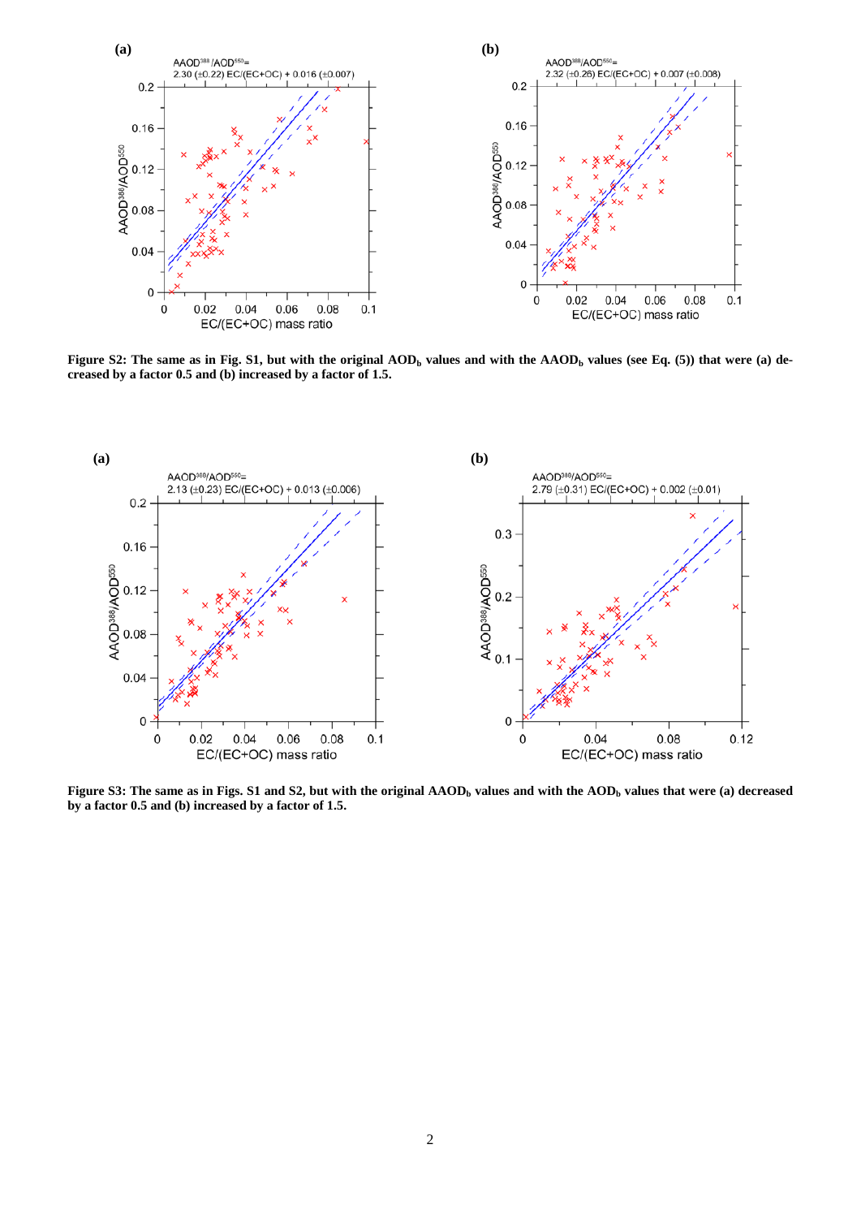Figure S2: The same as in Fig. S1, but with the original $AOD_b$ values and with the $AAOD_b$ values (see Eq. (5)) that were (a) decreased by a factor 0.5 and (b) increased by a factor of 1.5.

Figure S3: The same as in Figs. S1 and S2, but with the original $AAOD_b$ values and with the $AOD_b$ values that were (a) decreased by a factor 0.5 and (b) increased by a factor of 1.5.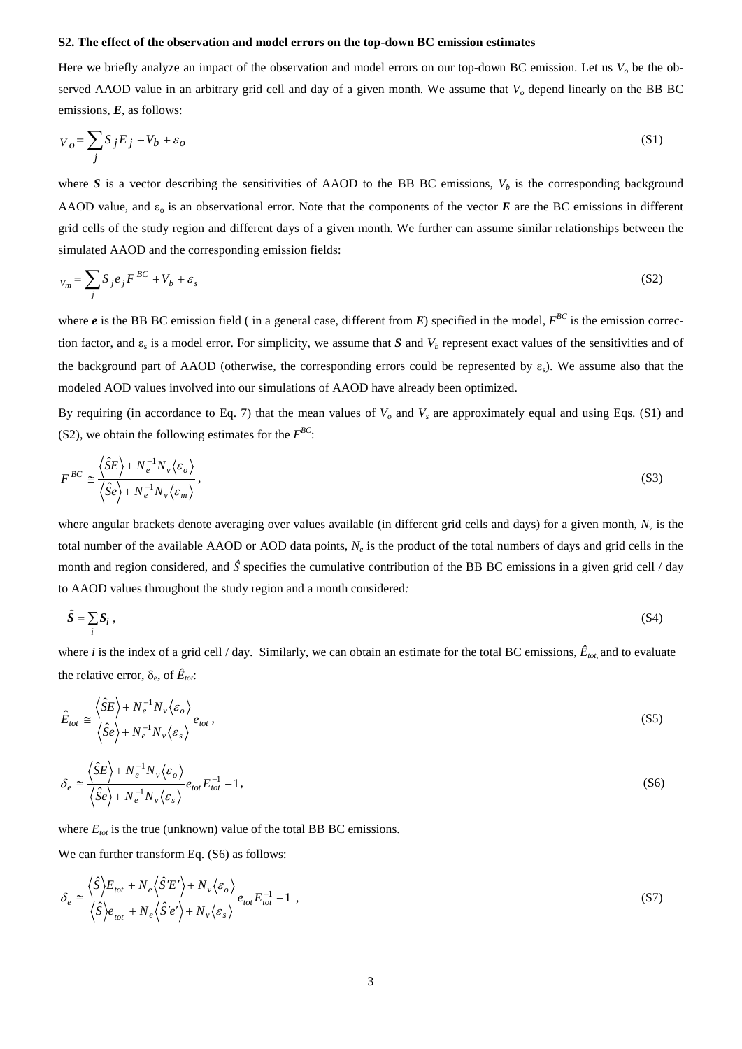### S2. The effect of the observation and model errors on the top-down BC emission estimates

Here we briefly analyze an impact of the observation and model errors on our top-down BC emission. Let us $V_o$ be the observed AAOD value in an arbitrary grid cell and day of a given month. We assume that $V_o$ depend linearly on the BB BC emissions, $\boldsymbol{E}$, as follows:

$$V_o = \sum_j S_j E_j + V_b + \varepsilon_o \tag{S1}$$

where $\boldsymbol{S}$ is a vector describing the sensitivities of AAOD to the BB BC emissions, $V_b$ is the corresponding background AAOD value, and $\varepsilon_o$ is an observational error. Note that the components of the vector $\boldsymbol{E}$ are the BC emissions in different grid cells of the study region and different days of a given month. We further can assume similar relationships between the simulated AAOD and the corresponding emission fields:

$$V_m = \sum_j S_j e_j F^{BC} + V_b + \varepsilon_s \tag{S2}$$

where $\boldsymbol{e}$ is the BB BC emission field ( in a general case, different from $\boldsymbol{E}$) specified in the model, $F^{BC}$ is the emission correction factor, and $\varepsilon_s$ is a model error. For simplicity, we assume that $\boldsymbol{S}$ and $V_b$ represent exact values of the sensitivities and of the background part of AAOD (otherwise, the corresponding errors could be represented by $\varepsilon_s$). We assume also that the modeled AOD values involved into our simulations of AAOD have already been optimized.

By requiring (in accordance to Eq. 7) that the mean values of $V_o$ and $V_s$ are approximately equal and using Eqs. (S1) and (S2), we obtain the following estimates for the $F^{BC}$:

$$F^{BC} \cong \frac{\left\langle \hat{S}E \right\rangle + N_e^{-1} N_v \left\langle \varepsilon_o \right\rangle}{\left\langle \hat{S}e \right\rangle + N_e^{-1} N_v \left\langle \varepsilon_m \right\rangle}, \tag{S3}$$

where angular brackets denote averaging over values available (in different grid cells and days) for a given month, $N_v$ is the total number of the available AAOD or AOD data points, $N_e$ is the product of the total numbers of days and grid cells in the month and region considered, and $\hat{S}$ specifies the cumulative contribution of the BB BC emissions in a given grid cell / day to AAOD values throughout the study region and a month considered*:*

$$\hat{\boldsymbol{S}} = \sum_i \boldsymbol{S}_i, \tag{S4}$$

where $i$ is the index of a grid cell / day. Similarly, we can obtain an estimate for the total BC emissions, $\hat{E}_{tot,}$ and to evaluate the relative error, $\delta_e$, of $\hat{E}_{tot}$:

$$\hat{E}_{tot} \cong \frac{\left\langle \hat{S}E \right\rangle + N_e^{-1} N_v \left\langle \varepsilon_o \right\rangle}{\left\langle \hat{S}e \right\rangle + N_e^{-1} N_v \left\langle \varepsilon_s \right\rangle} e_{tot}, \tag{S5}$$

$$\delta_e \cong \frac{\left\langle \hat{S}E \right\rangle + N_e^{-1} N_v \left\langle \varepsilon_o \right\rangle}{\left\langle \hat{S}e \right\rangle + N_e^{-1} N_v \left\langle \varepsilon_s \right\rangle} e_{tot} E_{tot}^{-1} - 1, \tag{S6}$$

where $E_{tot}$ is the true (unknown) value of the total BB BC emissions.

We can further transform Eq. (S6) as follows:

$$\delta_e \cong \frac{\left\langle \hat{S} \right\rangle E_{tot} + N_e \left\langle \hat{S}'E' \right\rangle + N_v \left\langle \varepsilon_o \right\rangle}{\left\langle \hat{S} \right\rangle e_{tot} + N_e \left\langle \hat{S}'e' \right\rangle + N_v \left\langle \varepsilon_s \right\rangle} e_{tot} E_{tot}^{-1} - 1, \tag{S7}$$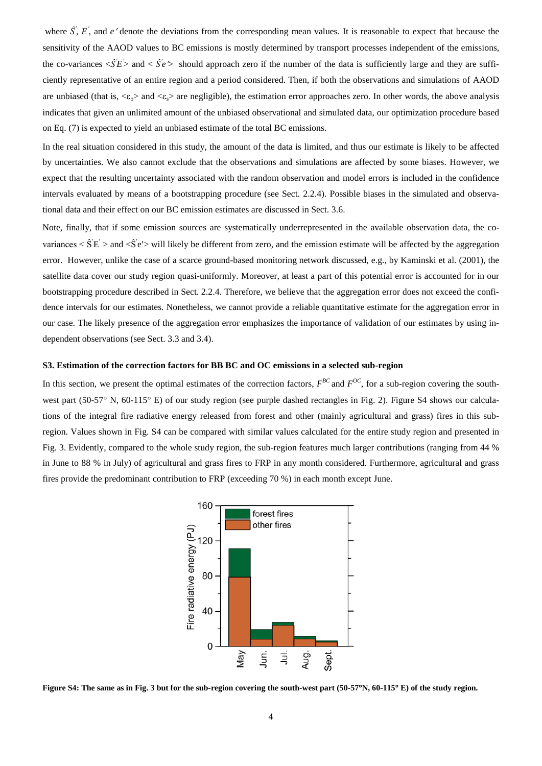where $\hat{S}'$, $E'$, and $e'$ denote the deviations from the corresponding mean values. It is reasonable to expect that because the sensitivity of the AAOD values to BC emissions is mostly determined by transport processes independent of the emissions, the co-variances $\langle \hat{S}'E' \rangle$ and $\langle \hat{S}'e' \rangle$ should approach zero if the number of the data is sufficiently large and they are sufficiently representative of an entire region and a period considered. Then, if both the observations and simulations of AAOD are unbiased (that is, $\langle \varepsilon_o \rangle$ and $\langle \varepsilon_s \rangle$ are negligible), the estimation error approaches zero. In other words, the above analysis indicates that given an unlimited amount of the unbiased observational and simulated data, our optimization procedure based on Eq. (7) is expected to yield an unbiased estimate of the total BC emissions.

In the real situation considered in this study, the amount of the data is limited, and thus our estimate is likely to be affected by uncertainties. We also cannot exclude that the observations and simulations are affected by some biases. However, we expect that the resulting uncertainty associated with the random observation and model errors is included in the confidence intervals evaluated by means of a bootstrapping procedure (see Sect. 2.2.4). Possible biases in the simulated and observational data and their effect on our BC emission estimates are discussed in Sect. 3.6.

Note, finally, that if some emission sources are systematically underrepresented in the available observation data, the co-variances $\langle \hat{S}'E' \rangle$ and $\langle \hat{S}'e' \rangle$ will likely be different from zero, and the emission estimate will be affected by the aggregation error. However, unlike the case of a scarce ground-based monitoring network discussed, e.g., by Kaminski et al. (2001), the satellite data cover our study region quasi-uniformly. Moreover, at least a part of this potential error is accounted for in our bootstrapping procedure described in Sect. 2.2.4. Therefore, we believe that the aggregation error does not exceed the confidence intervals for our estimates. Nonetheless, we cannot provide a reliable quantitative estimate for the aggregation error in our case. The likely presence of the aggregation error emphasizes the importance of validation of our estimates by using independent observations (see Sect. 3.3 and 3.4).

### S3. Estimation of the correction factors for BB BC and OC emissions in a selected sub-region

In this section, we present the optimal estimates of the correction factors, $F^{BC}$ and $F^{OC}$, for a sub-region covering the south-west part (50-57° N, 60-115° E) of our study region (see purple dashed rectangles in Fig. 2). Figure S4 shows our calculations of the integral fire radiative energy released from forest and other (mainly agricultural and grass) fires in this sub-region. Values shown in Fig. S4 can be compared with similar values calculated for the entire study region and presented in Fig. 3. Evidently, compared to the whole study region, the sub-region features much larger contributions (ranging from 44 % in June to 88 % in July) of agricultural and grass fires to FRP in any month considered. Furthermore, agricultural and grass fires provide the predominant contribution to FRP (exceeding 70 %) in each month except June.

**Figure S4: The same as in Fig. 3 but for the sub-region covering the south-west part (50-57°N, 60-115° E) of the study region.**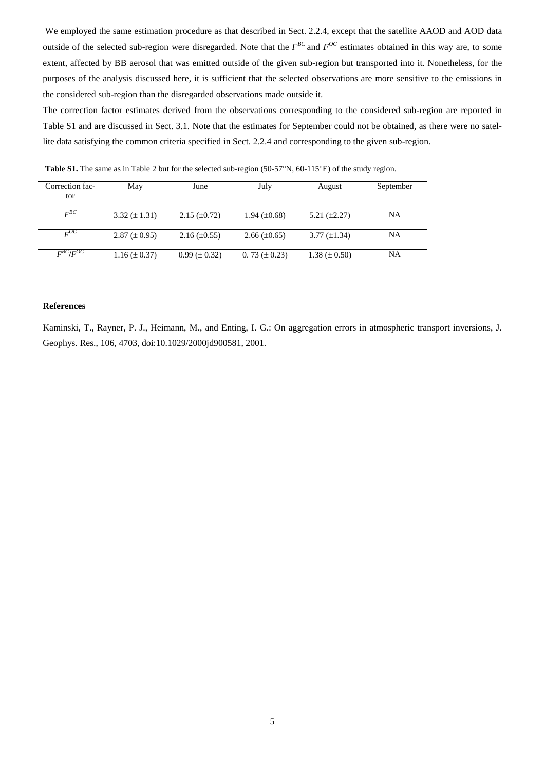We employed the same estimation procedure as that described in Sect. 2.2.4, except that the satellite AAOD and AOD data outside of the selected sub-region were disregarded. Note that the $F^{BC}$ and $F^{OC}$ estimates obtained in this way are, to some extent, affected by BB aerosol that was emitted outside of the given sub-region but transported into it. Nonetheless, for the purposes of the analysis discussed here, it is sufficient that the selected observations are more sensitive to the emissions in the considered sub-region than the disregarded observations made outside it.

The correction factor estimates derived from the observations corresponding to the considered sub-region are reported in Table S1 and are discussed in Sect. 3.1. Note that the estimates for September could not be obtained, as there were no satellite data satisfying the common criteria specified in Sect. 2.2.4 and corresponding to the given sub-region.

**Table S1.** The same as in Table 2 but for the selected sub-region (50-57°N, 60-115°E) of the study region.

| Correction factor | May | June | July | August | September |
|---|---|---|---|---|---|
| $F^{BC}$ | 3.32 (± 1.31) | 2.15 (±0.72) | 1.94 (±0.68) | 5.21 (±2.27) | NA |
| $F^{OC}$ | 2.87 (± 0.95) | 2.16 (±0.55) | 2.66 (±0.65) | 3.77 (±1.34) | NA |
| $F^{BC}/F^{OC}$ | 1.16 (± 0.37) | 0.99 (± 0.32) | 0. 73 (± 0.23) | 1.38 (± 0.50) | NA |

**References**

Kaminski, T., Rayner, P. J., Heimann, M., and Enting, I. G.: On aggregation errors in atmospheric transport inversions, J. Geophys. Res., 106, 4703, doi:10.1029/2000jd900581, 2001.